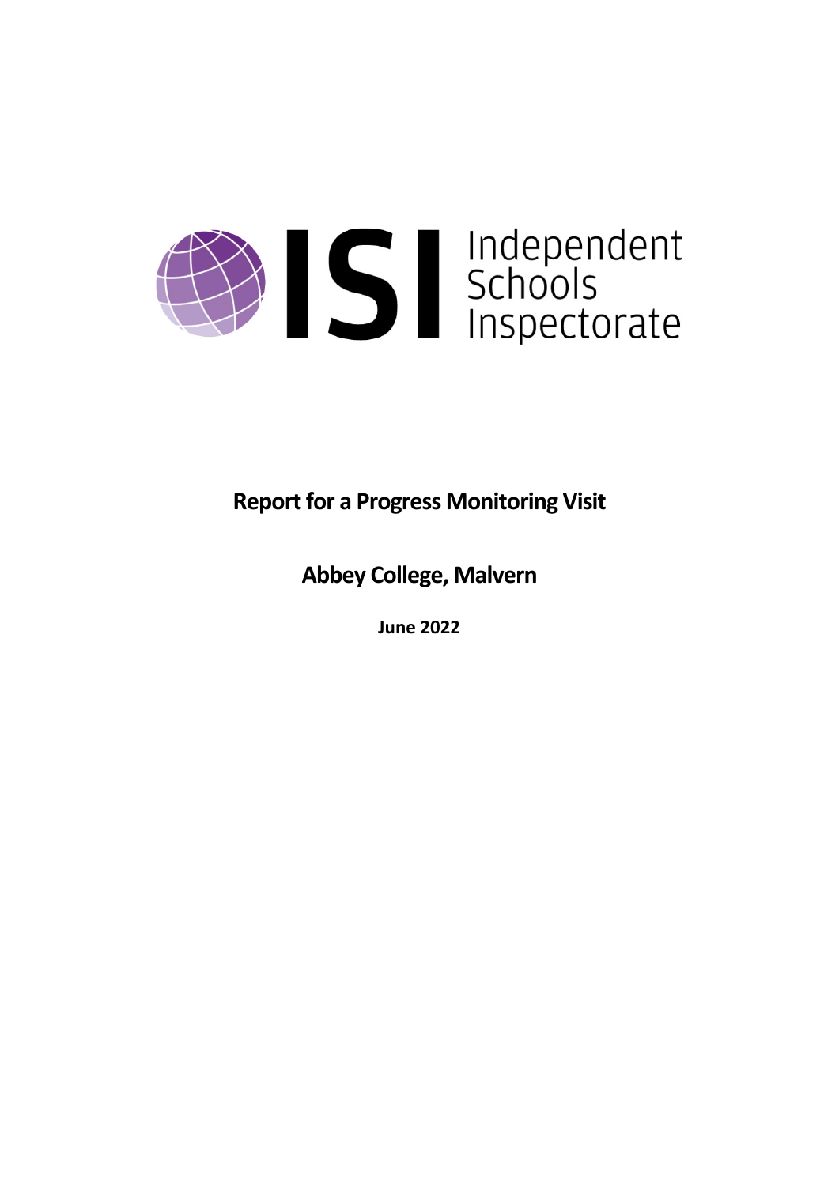Independent Schools Inspectorate

# Report for a Progress Monitoring Visit

## Abbey College, Malvern

**June 2022**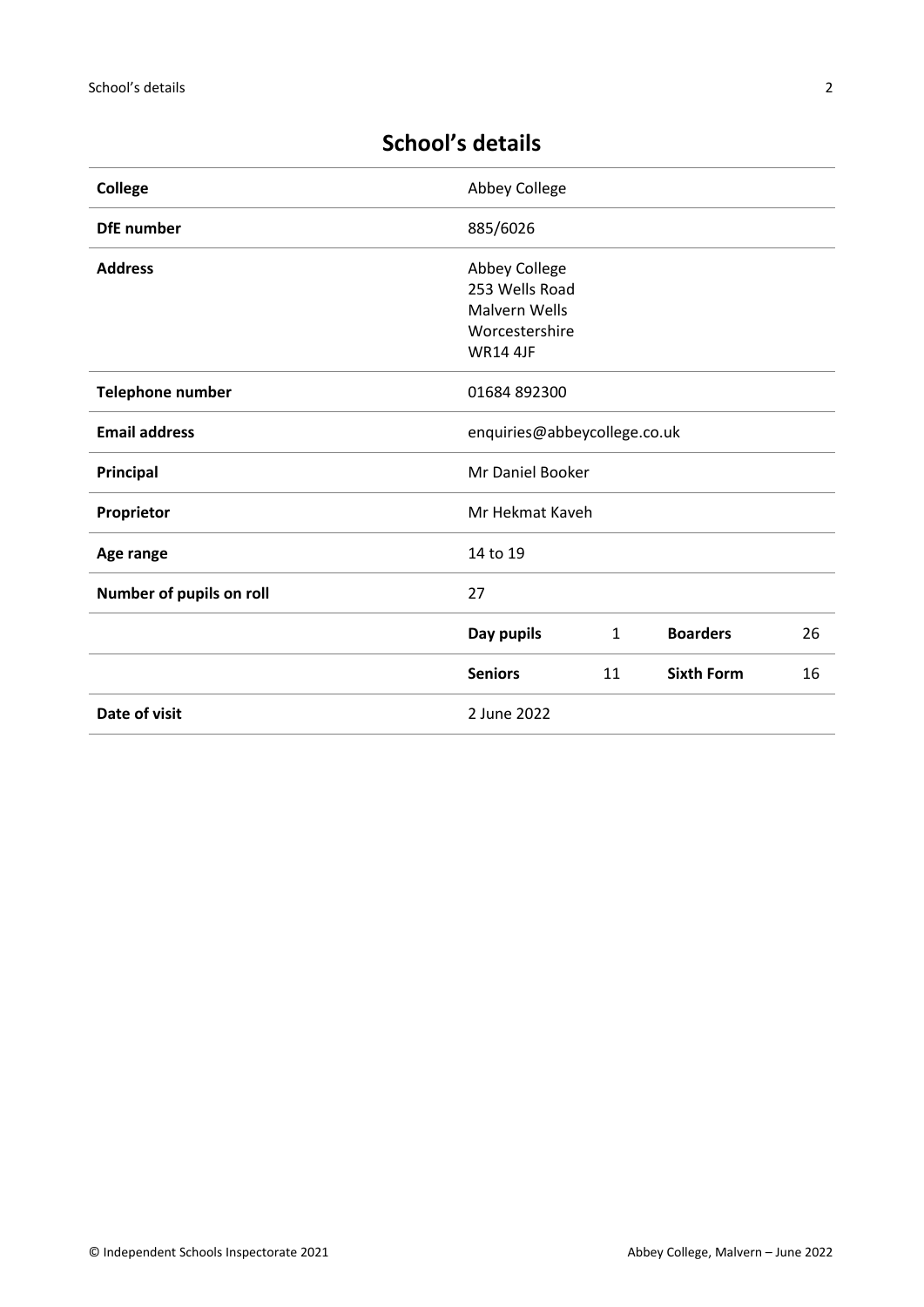# School's details

| | | | | |
|---|---|---|---|---|
| **College** | Abbey College | | | |
| **DfE number** | 885/6026 | | | |
| **Address** | Abbey College<br>253 Wells Road<br>Malvern Wells<br>Worcestershire<br>WR14 4JF | | | |
| **Telephone number** | 01684 892300 | | | |
| **Email address** | enquiries@abbeycollege.co.uk | | | |
| **Principal** | Mr Daniel Booker | | | |
| **Proprietor** | Mr Hekmat Kaveh | | | |
| **Age range** | 14 to 19 | | | |
| **Number of pupils on roll** | 27 | | | |
| | **Day pupils** | 1 | **Boarders** | 26 |
| | **Seniors** | 11 | **Sixth Form** | 16 |
| **Date of visit** | 2 June 2022 | | | |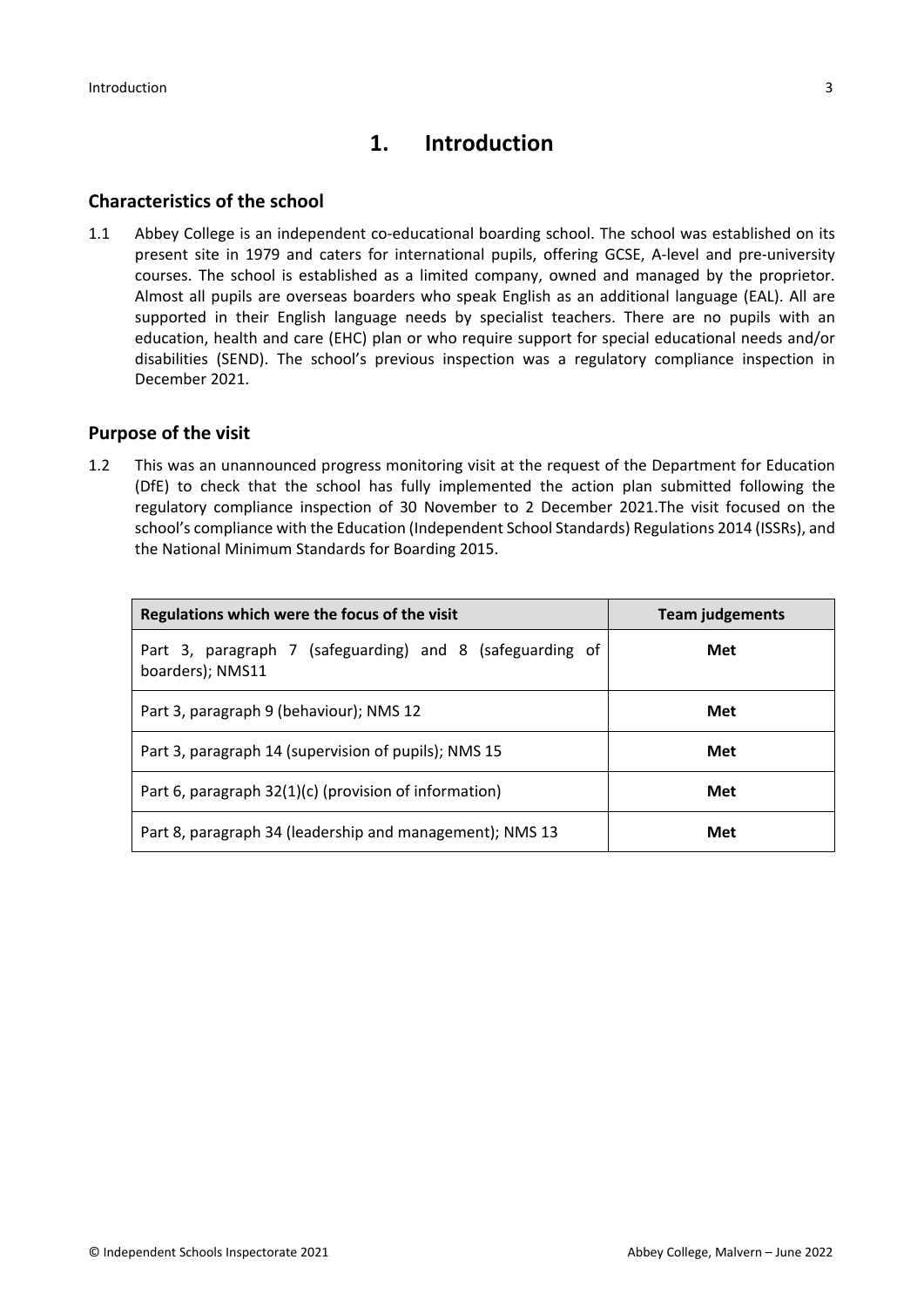# 1. Introduction

## Characteristics of the school

1.1 Abbey College is an independent co-educational boarding school. The school was established on its present site in 1979 and caters for international pupils, offering GCSE, A-level and pre-university courses. The school is established as a limited company, owned and managed by the proprietor. Almost all pupils are overseas boarders who speak English as an additional language (EAL). All are supported in their English language needs by specialist teachers. There are no pupils with an education, health and care (EHC) plan or who require support for special educational needs and/or disabilities (SEND). The school's previous inspection was a regulatory compliance inspection in December 2021.

## Purpose of the visit

1.2 This was an unannounced progress monitoring visit at the request of the Department for Education (DfE) to check that the school has fully implemented the action plan submitted following the regulatory compliance inspection of 30 November to 2 December 2021.The visit focused on the school's compliance with the Education (Independent School Standards) Regulations 2014 (ISSRs), and the National Minimum Standards for Boarding 2015.

| Regulations which were the focus of the visit | Team judgements |
|---|---|
| Part 3, paragraph 7 (safeguarding) and 8 (safeguarding of boarders); NMS11 | **Met** |
| Part 3, paragraph 9 (behaviour); NMS 12 | **Met** |
| Part 3, paragraph 14 (supervision of pupils); NMS 15 | **Met** |
| Part 6, paragraph 32(1)(c) (provision of information) | **Met** |
| Part 8, paragraph 34 (leadership and management); NMS 13 | **Met** |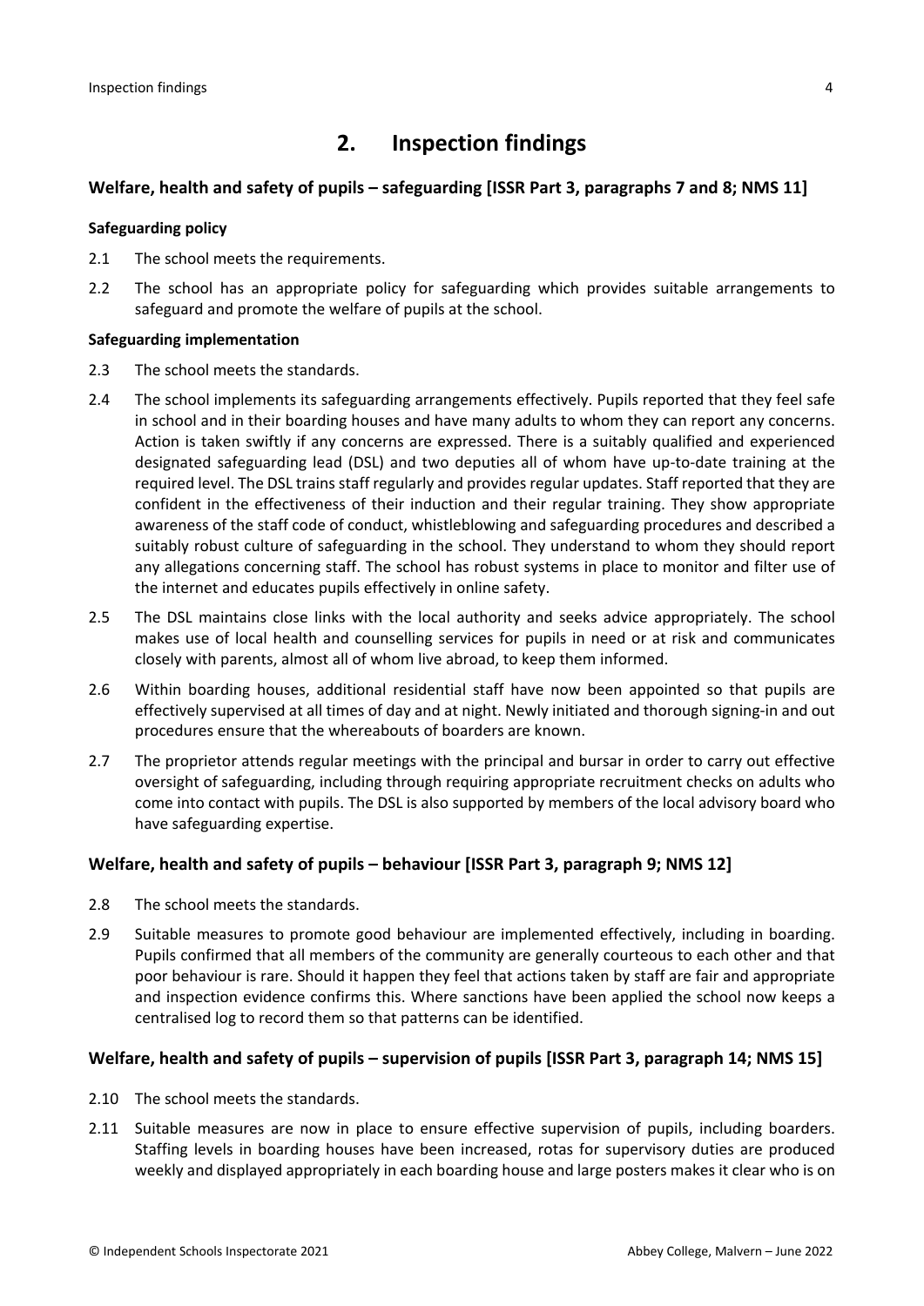# 2. Inspection findings

### Welfare, health and safety of pupils – safeguarding [ISSR Part 3, paragraphs 7 and 8; NMS 11]

**Safeguarding policy**

2.1 The school meets the requirements.

2.2 The school has an appropriate policy for safeguarding which provides suitable arrangements to safeguard and promote the welfare of pupils at the school.

**Safeguarding implementation**

2.3 The school meets the standards.

2.4 The school implements its safeguarding arrangements effectively. Pupils reported that they feel safe in school and in their boarding houses and have many adults to whom they can report any concerns. Action is taken swiftly if any concerns are expressed. There is a suitably qualified and experienced designated safeguarding lead (DSL) and two deputies all of whom have up-to-date training at the required level. The DSL trains staff regularly and provides regular updates. Staff reported that they are confident in the effectiveness of their induction and their regular training. They show appropriate awareness of the staff code of conduct, whistleblowing and safeguarding procedures and described a suitably robust culture of safeguarding in the school. They understand to whom they should report any allegations concerning staff. The school has robust systems in place to monitor and filter use of the internet and educates pupils effectively in online safety.

2.5 The DSL maintains close links with the local authority and seeks advice appropriately. The school makes use of local health and counselling services for pupils in need or at risk and communicates closely with parents, almost all of whom live abroad, to keep them informed.

2.6 Within boarding houses, additional residential staff have now been appointed so that pupils are effectively supervised at all times of day and at night. Newly initiated and thorough signing-in and out procedures ensure that the whereabouts of boarders are known.

2.7 The proprietor attends regular meetings with the principal and bursar in order to carry out effective oversight of safeguarding, including through requiring appropriate recruitment checks on adults who come into contact with pupils. The DSL is also supported by members of the local advisory board who have safeguarding expertise.

### Welfare, health and safety of pupils – behaviour [ISSR Part 3, paragraph 9; NMS 12]

2.8 The school meets the standards.

2.9 Suitable measures to promote good behaviour are implemented effectively, including in boarding. Pupils confirmed that all members of the community are generally courteous to each other and that poor behaviour is rare. Should it happen they feel that actions taken by staff are fair and appropriate and inspection evidence confirms this. Where sanctions have been applied the school now keeps a centralised log to record them so that patterns can be identified.

### Welfare, health and safety of pupils – supervision of pupils [ISSR Part 3, paragraph 14; NMS 15]

2.10 The school meets the standards.

2.11 Suitable measures are now in place to ensure effective supervision of pupils, including boarders. Staffing levels in boarding houses have been increased, rotas for supervisory duties are produced weekly and displayed appropriately in each boarding house and large posters makes it clear who is on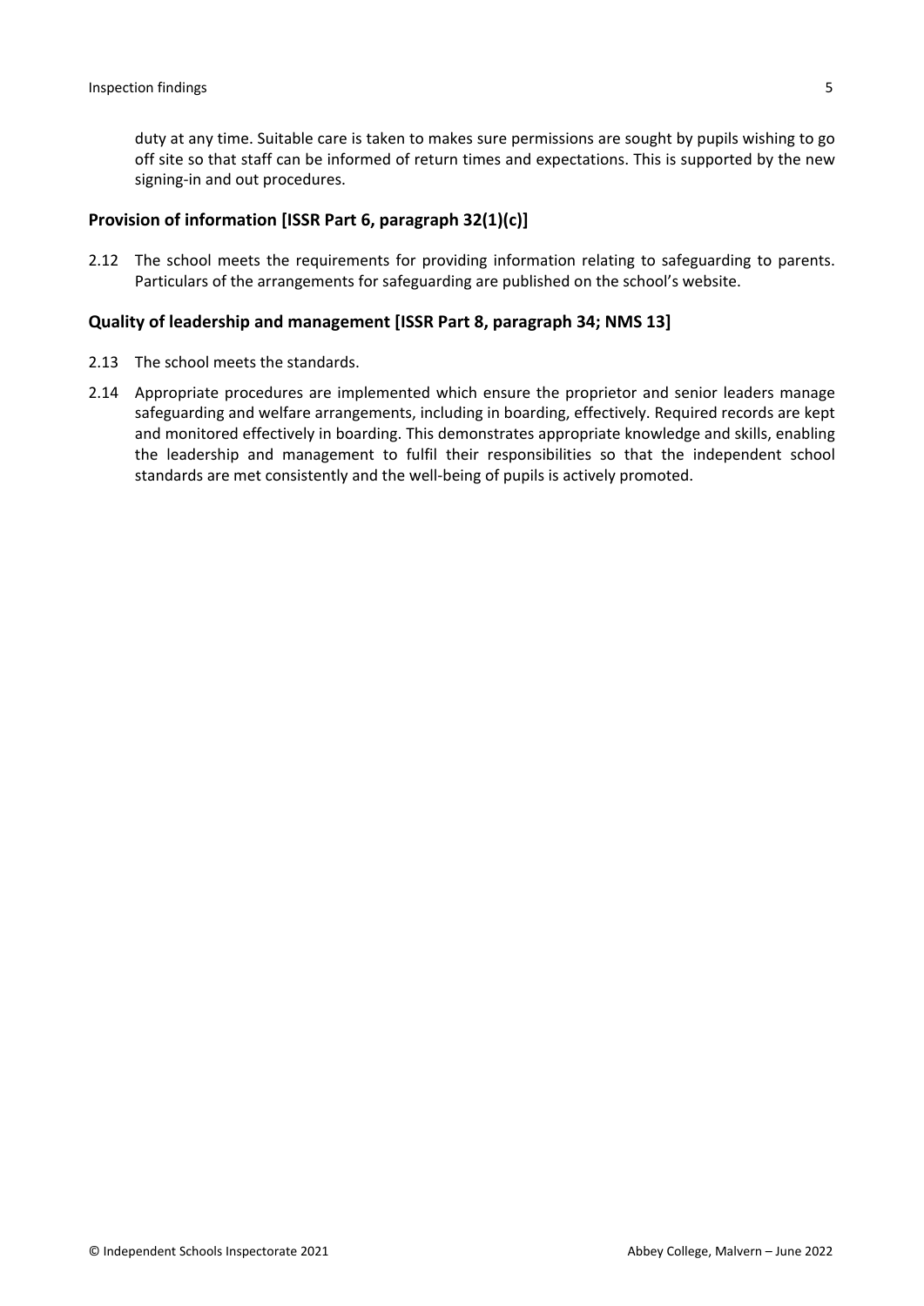duty at any time. Suitable care is taken to makes sure permissions are sought by pupils wishing to go off site so that staff can be informed of return times and expectations. This is supported by the new signing-in and out procedures.

### Provision of information [ISSR Part 6, paragraph 32(1)(c)]

2.12 The school meets the requirements for providing information relating to safeguarding to parents. Particulars of the arrangements for safeguarding are published on the school's website.

### Quality of leadership and management [ISSR Part 8, paragraph 34; NMS 13]

2.13 The school meets the standards.

2.14 Appropriate procedures are implemented which ensure the proprietor and senior leaders manage safeguarding and welfare arrangements, including in boarding, effectively. Required records are kept and monitored effectively in boarding. This demonstrates appropriate knowledge and skills, enabling the leadership and management to fulfil their responsibilities so that the independent school standards are met consistently and the well-being of pupils is actively promoted.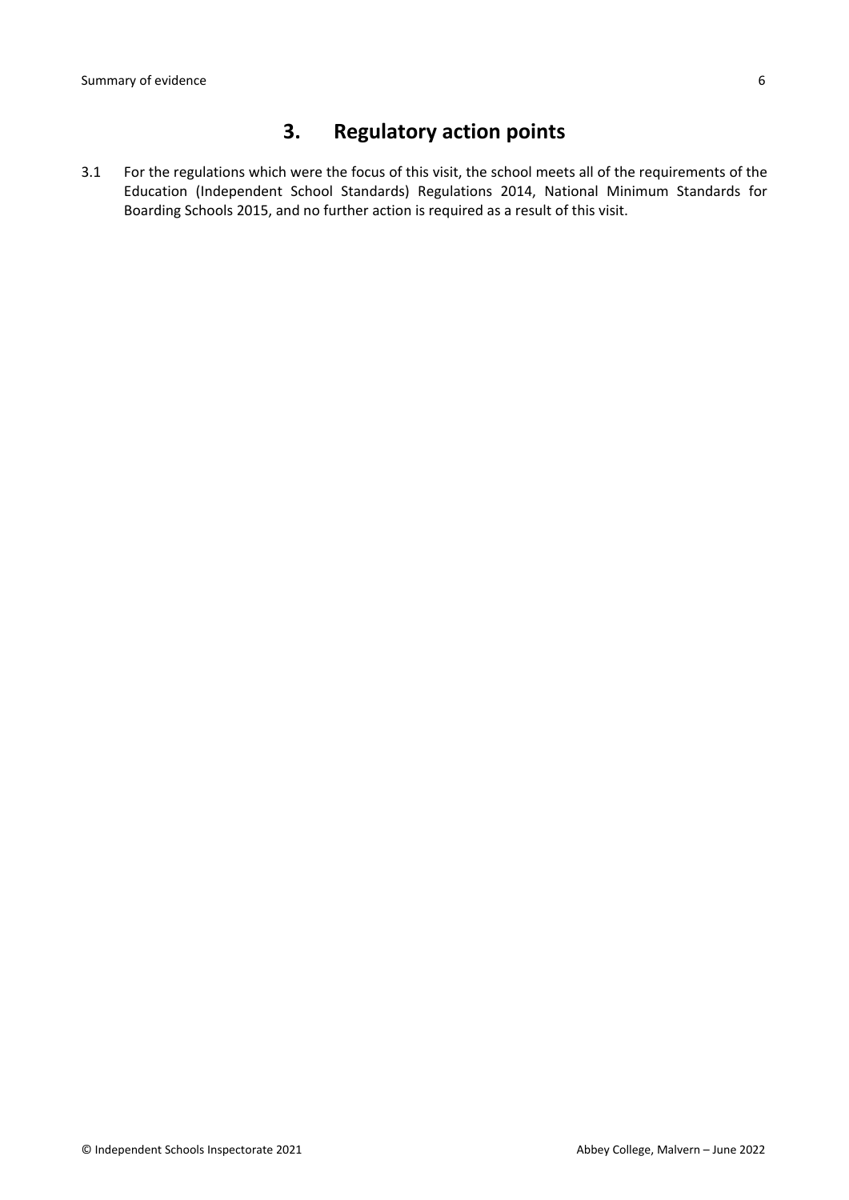## 3. Regulatory action points

3.1 For the regulations which were the focus of this visit, the school meets all of the requirements of the Education (Independent School Standards) Regulations 2014, National Minimum Standards for Boarding Schools 2015, and no further action is required as a result of this visit.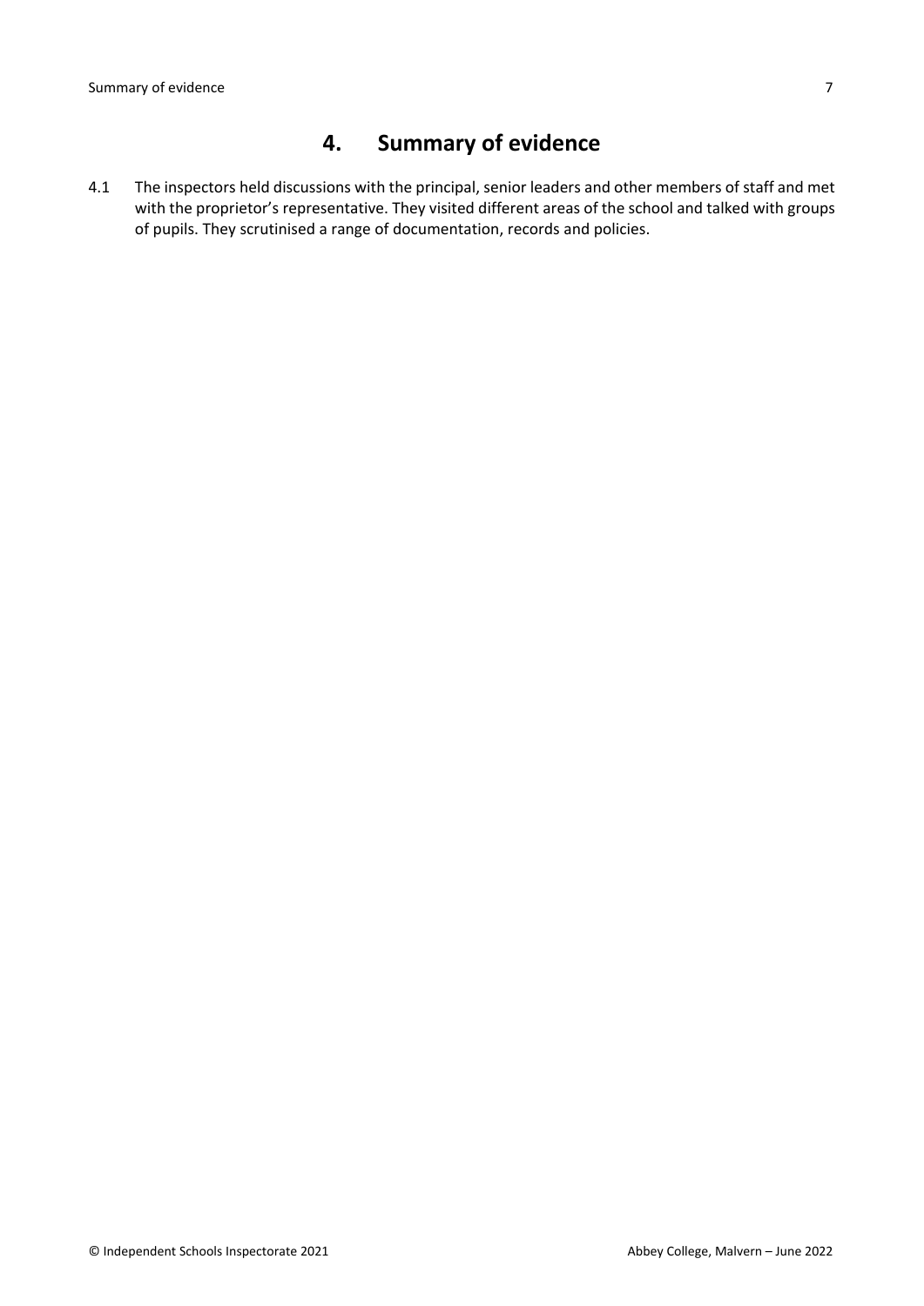## 4. Summary of evidence

4.1 The inspectors held discussions with the principal, senior leaders and other members of staff and met with the proprietor's representative. They visited different areas of the school and talked with groups of pupils. They scrutinised a range of documentation, records and policies.